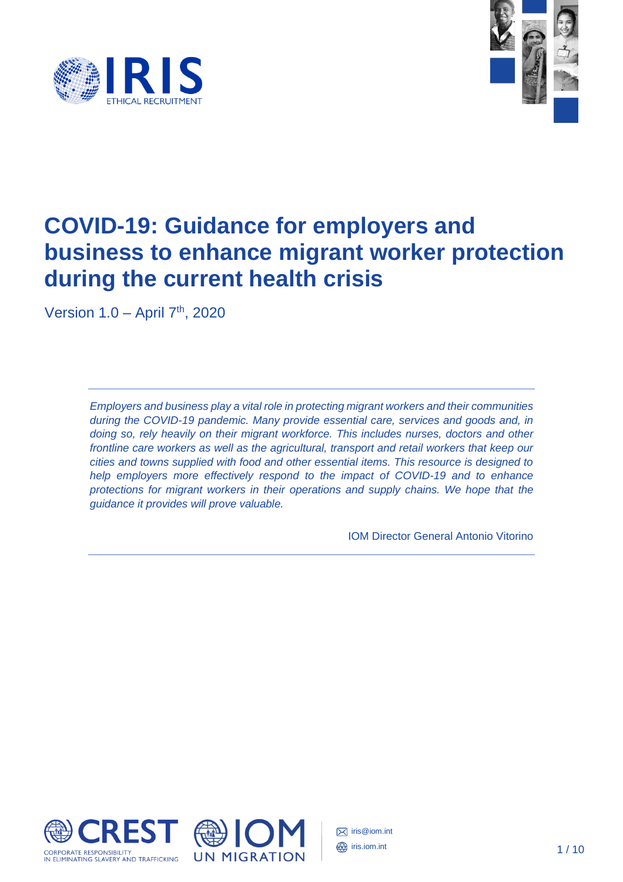IRIS
ETHICAL RECRUITMENT

# COVID-19: Guidance for employers and business to enhance migrant worker protection during the current health crisis

Version 1.0 – April 7th, 2020

---

*Employers and business play a vital role in protecting migrant workers and their communities during the COVID-19 pandemic. Many provide essential care, services and goods and, in doing so, rely heavily on their migrant workforce. This includes nurses, doctors and other frontline care workers as well as the agricultural, transport and retail workers that keep our cities and towns supplied with food and other essential items. This resource is designed to help employers more effectively respond to the impact of COVID-19 and to enhance protections for migrant workers in their operations and supply chains. We hope that the guidance it provides will prove valuable.*

IOM Director General Antonio Vitorino

---

CREST
CORPORATE RESPONSIBILITY IN ELIMINATING SLAVERY AND TRAFFICKING

IOM
UN MIGRATION

iris@iom.int
iris.iom.int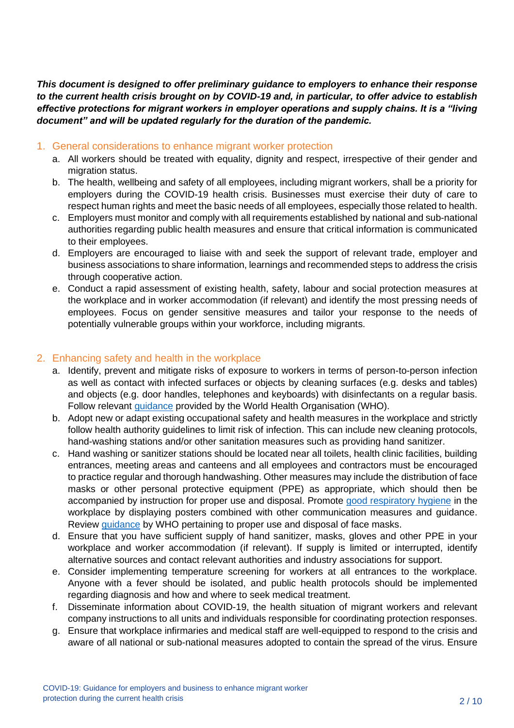***This document is designed to offer preliminary guidance to employers to enhance their response to the current health crisis brought on by COVID-19 and, in particular, to offer advice to establish effective protections for migrant workers in employer operations and supply chains. It is a "living document" and will be updated regularly for the duration of the pandemic.***

## 1. General considerations to enhance migrant worker protection

a. All workers should be treated with equality, dignity and respect, irrespective of their gender and migration status.

b. The health, wellbeing and safety of all employees, including migrant workers, shall be a priority for employers during the COVID-19 health crisis. Businesses must exercise their duty of care to respect human rights and meet the basic needs of all employees, especially those related to health.

c. Employers must monitor and comply with all requirements established by national and sub-national authorities regarding public health measures and ensure that critical information is communicated to their employees.

d. Employers are encouraged to liaise with and seek the support of relevant trade, employer and business associations to share information, learnings and recommended steps to address the crisis through cooperative action.

e. Conduct a rapid assessment of existing health, safety, labour and social protection measures at the workplace and in worker accommodation (if relevant) and identify the most pressing needs of employees. Focus on gender sensitive measures and tailor your response to the needs of potentially vulnerable groups within your workforce, including migrants.

## 2. Enhancing safety and health in the workplace

a. Identify, prevent and mitigate risks of exposure to workers in terms of person-to-person infection as well as contact with infected surfaces or objects by cleaning surfaces (e.g. desks and tables) and objects (e.g. door handles, telephones and keyboards) with disinfectants on a regular basis. Follow relevant guidance provided by the World Health Organisation (WHO).

b. Adopt new or adapt existing occupational safety and health measures in the workplace and strictly follow health authority guidelines to limit risk of infection. This can include new cleaning protocols, hand-washing stations and/or other sanitation measures such as providing hand sanitizer.

c. Hand washing or sanitizer stations should be located near all toilets, health clinic facilities, building entrances, meeting areas and canteens and all employees and contractors must be encouraged to practice regular and thorough handwashing. Other measures may include the distribution of face masks or other personal protective equipment (PPE) as appropriate, which should then be accompanied by instruction for proper use and disposal. Promote good respiratory hygiene in the workplace by displaying posters combined with other communication measures and guidance. Review guidance by WHO pertaining to proper use and disposal of face masks.

d. Ensure that you have sufficient supply of hand sanitizer, masks, gloves and other PPE in your workplace and worker accommodation (if relevant). If supply is limited or interrupted, identify alternative sources and contact relevant authorities and industry associations for support.

e. Consider implementing temperature screening for workers at all entrances to the workplace. Anyone with a fever should be isolated, and public health protocols should be implemented regarding diagnosis and how and where to seek medical treatment.

f. Disseminate information about COVID-19, the health situation of migrant workers and relevant company instructions to all units and individuals responsible for coordinating protection responses.

g. Ensure that workplace infirmaries and medical staff are well-equipped to respond to the crisis and aware of all national or sub-national measures adopted to contain the spread of the virus. Ensure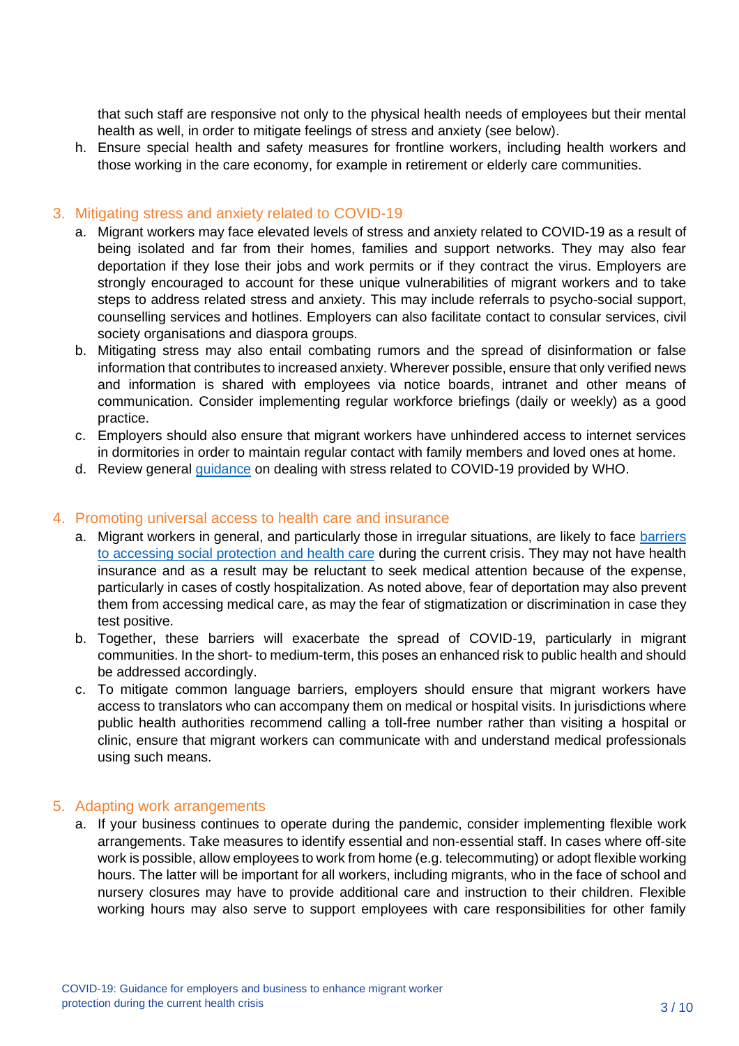that such staff are responsive not only to the physical health needs of employees but their mental health as well, in order to mitigate feelings of stress and anxiety (see below).

h. Ensure special health and safety measures for frontline workers, including health workers and those working in the care economy, for example in retirement or elderly care communities.

## 3. Mitigating stress and anxiety related to COVID-19

a. Migrant workers may face elevated levels of stress and anxiety related to COVID-19 as a result of being isolated and far from their homes, families and support networks. They may also fear deportation if they lose their jobs and work permits or if they contract the virus. Employers are strongly encouraged to account for these unique vulnerabilities of migrant workers and to take steps to address related stress and anxiety. This may include referrals to psycho-social support, counselling services and hotlines. Employers can also facilitate contact to consular services, civil society organisations and diaspora groups.

b. Mitigating stress may also entail combating rumors and the spread of disinformation or false information that contributes to increased anxiety. Wherever possible, ensure that only verified news and information is shared with employees via notice boards, intranet and other means of communication. Consider implementing regular workforce briefings (daily or weekly) as a good practice.

c. Employers should also ensure that migrant workers have unhindered access to internet services in dormitories in order to maintain regular contact with family members and loved ones at home.

d. Review general guidance on dealing with stress related to COVID-19 provided by WHO.

## 4. Promoting universal access to health care and insurance

a. Migrant workers in general, and particularly those in irregular situations, are likely to face barriers to accessing social protection and health care during the current crisis. They may not have health insurance and as a result may be reluctant to seek medical attention because of the expense, particularly in cases of costly hospitalization. As noted above, fear of deportation may also prevent them from accessing medical care, as may the fear of stigmatization or discrimination in case they test positive.

b. Together, these barriers will exacerbate the spread of COVID-19, particularly in migrant communities. In the short- to medium-term, this poses an enhanced risk to public health and should be addressed accordingly.

c. To mitigate common language barriers, employers should ensure that migrant workers have access to translators who can accompany them on medical or hospital visits. In jurisdictions where public health authorities recommend calling a toll-free number rather than visiting a hospital or clinic, ensure that migrant workers can communicate with and understand medical professionals using such means.

## 5. Adapting work arrangements

a. If your business continues to operate during the pandemic, consider implementing flexible work arrangements. Take measures to identify essential and non-essential staff. In cases where off-site work is possible, allow employees to work from home (e.g. telecommuting) or adopt flexible working hours. The latter will be important for all workers, including migrants, who in the face of school and nursery closures may have to provide additional care and instruction to their children. Flexible working hours may also serve to support employees with care responsibilities for other family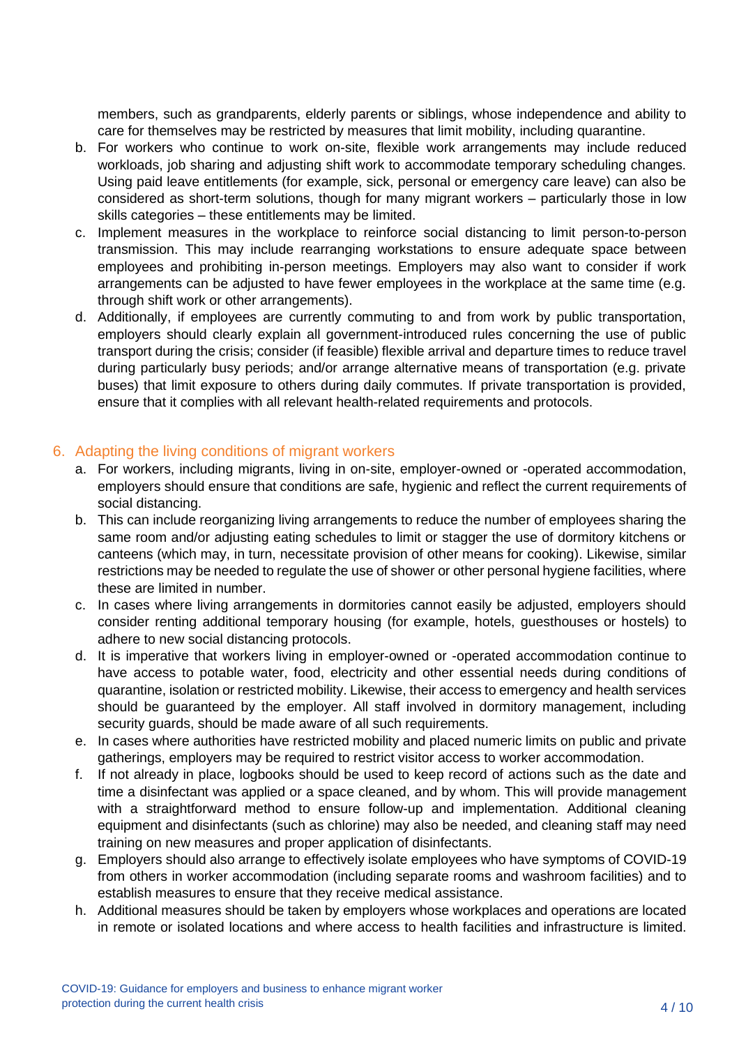members, such as grandparents, elderly parents or siblings, whose independence and ability to care for themselves may be restricted by measures that limit mobility, including quarantine.

b. For workers who continue to work on-site, flexible work arrangements may include reduced workloads, job sharing and adjusting shift work to accommodate temporary scheduling changes. Using paid leave entitlements (for example, sick, personal or emergency care leave) can also be considered as short-term solutions, though for many migrant workers – particularly those in low skills categories – these entitlements may be limited.

c. Implement measures in the workplace to reinforce social distancing to limit person-to-person transmission. This may include rearranging workstations to ensure adequate space between employees and prohibiting in-person meetings. Employers may also want to consider if work arrangements can be adjusted to have fewer employees in the workplace at the same time (e.g. through shift work or other arrangements).

d. Additionally, if employees are currently commuting to and from work by public transportation, employers should clearly explain all government-introduced rules concerning the use of public transport during the crisis; consider (if feasible) flexible arrival and departure times to reduce travel during particularly busy periods; and/or arrange alternative means of transportation (e.g. private buses) that limit exposure to others during daily commutes. If private transportation is provided, ensure that it complies with all relevant health-related requirements and protocols.

## 6. Adapting the living conditions of migrant workers

a. For workers, including migrants, living in on-site, employer-owned or -operated accommodation, employers should ensure that conditions are safe, hygienic and reflect the current requirements of social distancing.

b. This can include reorganizing living arrangements to reduce the number of employees sharing the same room and/or adjusting eating schedules to limit or stagger the use of dormitory kitchens or canteens (which may, in turn, necessitate provision of other means for cooking). Likewise, similar restrictions may be needed to regulate the use of shower or other personal hygiene facilities, where these are limited in number.

c. In cases where living arrangements in dormitories cannot easily be adjusted, employers should consider renting additional temporary housing (for example, hotels, guesthouses or hostels) to adhere to new social distancing protocols.

d. It is imperative that workers living in employer-owned or -operated accommodation continue to have access to potable water, food, electricity and other essential needs during conditions of quarantine, isolation or restricted mobility. Likewise, their access to emergency and health services should be guaranteed by the employer. All staff involved in dormitory management, including security guards, should be made aware of all such requirements.

e. In cases where authorities have restricted mobility and placed numeric limits on public and private gatherings, employers may be required to restrict visitor access to worker accommodation.

f. If not already in place, logbooks should be used to keep record of actions such as the date and time a disinfectant was applied or a space cleaned, and by whom. This will provide management with a straightforward method to ensure follow-up and implementation. Additional cleaning equipment and disinfectants (such as chlorine) may also be needed, and cleaning staff may need training on new measures and proper application of disinfectants.

g. Employers should also arrange to effectively isolate employees who have symptoms of COVID-19 from others in worker accommodation (including separate rooms and washroom facilities) and to establish measures to ensure that they receive medical assistance.

h. Additional measures should be taken by employers whose workplaces and operations are located in remote or isolated locations and where access to health facilities and infrastructure is limited.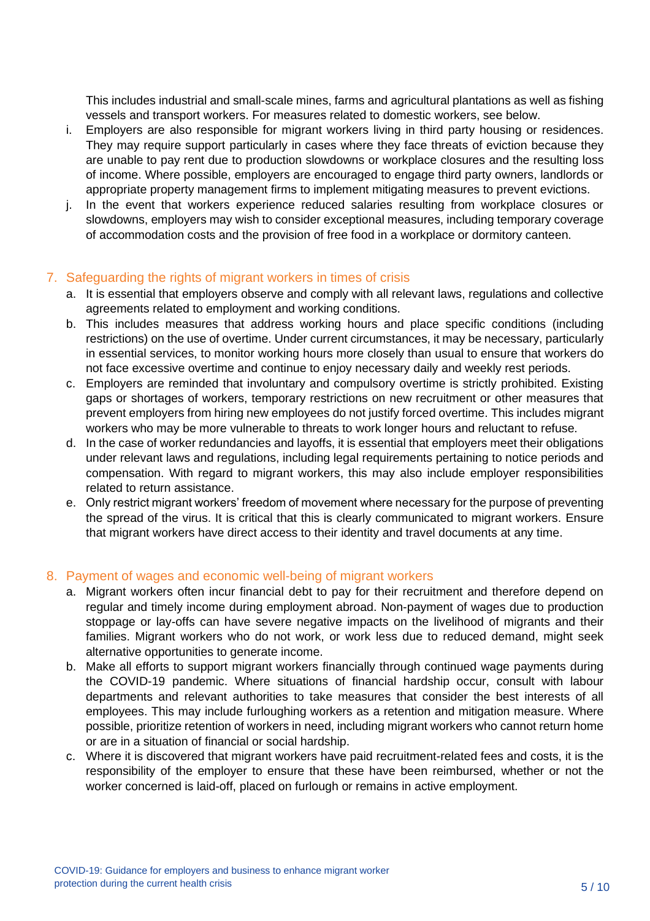This includes industrial and small-scale mines, farms and agricultural plantations as well as fishing vessels and transport workers. For measures related to domestic workers, see below.

i. Employers are also responsible for migrant workers living in third party housing or residences. They may require support particularly in cases where they face threats of eviction because they are unable to pay rent due to production slowdowns or workplace closures and the resulting loss of income. Where possible, employers are encouraged to engage third party owners, landlords or appropriate property management firms to implement mitigating measures to prevent evictions.

j. In the event that workers experience reduced salaries resulting from workplace closures or slowdowns, employers may wish to consider exceptional measures, including temporary coverage of accommodation costs and the provision of free food in a workplace or dormitory canteen.

## 7. Safeguarding the rights of migrant workers in times of crisis

a. It is essential that employers observe and comply with all relevant laws, regulations and collective agreements related to employment and working conditions.

b. This includes measures that address working hours and place specific conditions (including restrictions) on the use of overtime. Under current circumstances, it may be necessary, particularly in essential services, to monitor working hours more closely than usual to ensure that workers do not face excessive overtime and continue to enjoy necessary daily and weekly rest periods.

c. Employers are reminded that involuntary and compulsory overtime is strictly prohibited. Existing gaps or shortages of workers, temporary restrictions on new recruitment or other measures that prevent employers from hiring new employees do not justify forced overtime. This includes migrant workers who may be more vulnerable to threats to work longer hours and reluctant to refuse.

d. In the case of worker redundancies and layoffs, it is essential that employers meet their obligations under relevant laws and regulations, including legal requirements pertaining to notice periods and compensation. With regard to migrant workers, this may also include employer responsibilities related to return assistance.

e. Only restrict migrant workers' freedom of movement where necessary for the purpose of preventing the spread of the virus. It is critical that this is clearly communicated to migrant workers. Ensure that migrant workers have direct access to their identity and travel documents at any time.

## 8. Payment of wages and economic well-being of migrant workers

a. Migrant workers often incur financial debt to pay for their recruitment and therefore depend on regular and timely income during employment abroad. Non-payment of wages due to production stoppage or lay-offs can have severe negative impacts on the livelihood of migrants and their families. Migrant workers who do not work, or work less due to reduced demand, might seek alternative opportunities to generate income.

b. Make all efforts to support migrant workers financially through continued wage payments during the COVID-19 pandemic. Where situations of financial hardship occur, consult with labour departments and relevant authorities to take measures that consider the best interests of all employees. This may include furloughing workers as a retention and mitigation measure. Where possible, prioritize retention of workers in need, including migrant workers who cannot return home or are in a situation of financial or social hardship.

c. Where it is discovered that migrant workers have paid recruitment-related fees and costs, it is the responsibility of the employer to ensure that these have been reimbursed, whether or not the worker concerned is laid-off, placed on furlough or remains in active employment.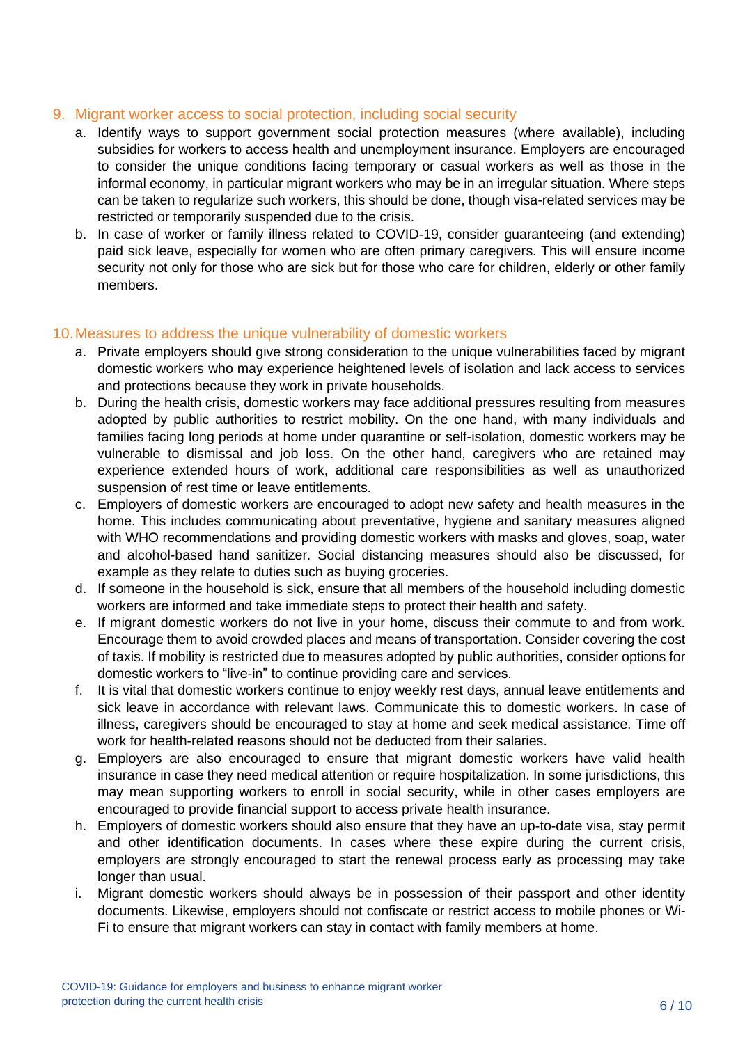## 9. Migrant worker access to social protection, including social security

a. Identify ways to support government social protection measures (where available), including subsidies for workers to access health and unemployment insurance. Employers are encouraged to consider the unique conditions facing temporary or casual workers as well as those in the informal economy, in particular migrant workers who may be in an irregular situation. Where steps can be taken to regularize such workers, this should be done, though visa-related services may be restricted or temporarily suspended due to the crisis.

b. In case of worker or family illness related to COVID-19, consider guaranteeing (and extending) paid sick leave, especially for women who are often primary caregivers. This will ensure income security not only for those who are sick but for those who care for children, elderly or other family members.

## 10. Measures to address the unique vulnerability of domestic workers

a. Private employers should give strong consideration to the unique vulnerabilities faced by migrant domestic workers who may experience heightened levels of isolation and lack access to services and protections because they work in private households.

b. During the health crisis, domestic workers may face additional pressures resulting from measures adopted by public authorities to restrict mobility. On the one hand, with many individuals and families facing long periods at home under quarantine or self-isolation, domestic workers may be vulnerable to dismissal and job loss. On the other hand, caregivers who are retained may experience extended hours of work, additional care responsibilities as well as unauthorized suspension of rest time or leave entitlements.

c. Employers of domestic workers are encouraged to adopt new safety and health measures in the home. This includes communicating about preventative, hygiene and sanitary measures aligned with WHO recommendations and providing domestic workers with masks and gloves, soap, water and alcohol-based hand sanitizer. Social distancing measures should also be discussed, for example as they relate to duties such as buying groceries.

d. If someone in the household is sick, ensure that all members of the household including domestic workers are informed and take immediate steps to protect their health and safety.

e. If migrant domestic workers do not live in your home, discuss their commute to and from work. Encourage them to avoid crowded places and means of transportation. Consider covering the cost of taxis. If mobility is restricted due to measures adopted by public authorities, consider options for domestic workers to "live-in" to continue providing care and services.

f. It is vital that domestic workers continue to enjoy weekly rest days, annual leave entitlements and sick leave in accordance with relevant laws. Communicate this to domestic workers. In case of illness, caregivers should be encouraged to stay at home and seek medical assistance. Time off work for health-related reasons should not be deducted from their salaries.

g. Employers are also encouraged to ensure that migrant domestic workers have valid health insurance in case they need medical attention or require hospitalization. In some jurisdictions, this may mean supporting workers to enroll in social security, while in other cases employers are encouraged to provide financial support to access private health insurance.

h. Employers of domestic workers should also ensure that they have an up-to-date visa, stay permit and other identification documents. In cases where these expire during the current crisis, employers are strongly encouraged to start the renewal process early as processing may take longer than usual.

i. Migrant domestic workers should always be in possession of their passport and other identity documents. Likewise, employers should not confiscate or restrict access to mobile phones or Wi-Fi to ensure that migrant workers can stay in contact with family members at home.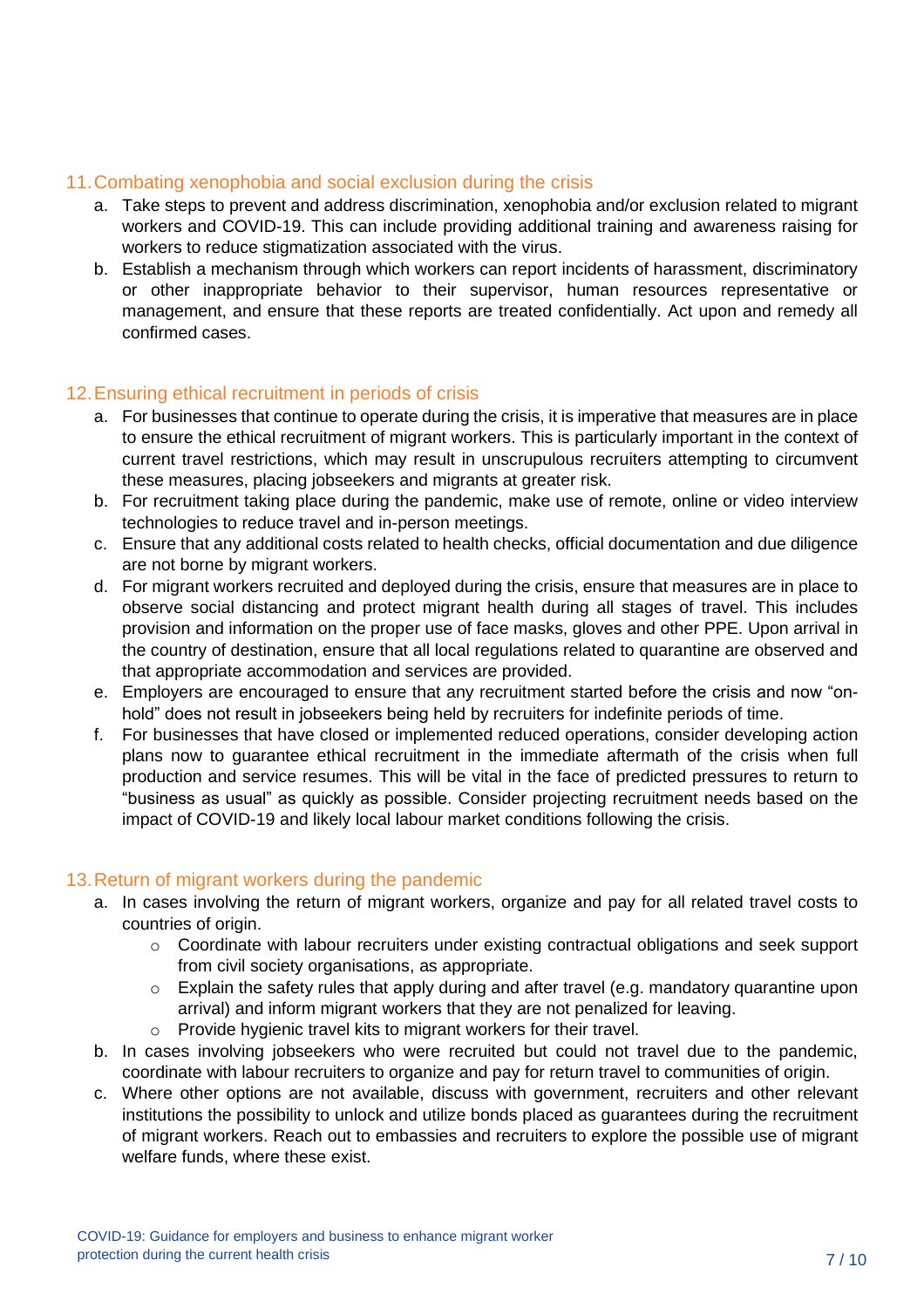## 11. Combating xenophobia and social exclusion during the crisis

a. Take steps to prevent and address discrimination, xenophobia and/or exclusion related to migrant workers and COVID-19. This can include providing additional training and awareness raising for workers to reduce stigmatization associated with the virus.

b. Establish a mechanism through which workers can report incidents of harassment, discriminatory or other inappropriate behavior to their supervisor, human resources representative or management, and ensure that these reports are treated confidentially. Act upon and remedy all confirmed cases.

## 12. Ensuring ethical recruitment in periods of crisis

a. For businesses that continue to operate during the crisis, it is imperative that measures are in place to ensure the ethical recruitment of migrant workers. This is particularly important in the context of current travel restrictions, which may result in unscrupulous recruiters attempting to circumvent these measures, placing jobseekers and migrants at greater risk.

b. For recruitment taking place during the pandemic, make use of remote, online or video interview technologies to reduce travel and in-person meetings.

c. Ensure that any additional costs related to health checks, official documentation and due diligence are not borne by migrant workers.

d. For migrant workers recruited and deployed during the crisis, ensure that measures are in place to observe social distancing and protect migrant health during all stages of travel. This includes provision and information on the proper use of face masks, gloves and other PPE. Upon arrival in the country of destination, ensure that all local regulations related to quarantine are observed and that appropriate accommodation and services are provided.

e. Employers are encouraged to ensure that any recruitment started before the crisis and now "on-hold" does not result in jobseekers being held by recruiters for indefinite periods of time.

f. For businesses that have closed or implemented reduced operations, consider developing action plans now to guarantee ethical recruitment in the immediate aftermath of the crisis when full production and service resumes. This will be vital in the face of predicted pressures to return to "business as usual" as quickly as possible. Consider projecting recruitment needs based on the impact of COVID-19 and likely local labour market conditions following the crisis.

## 13. Return of migrant workers during the pandemic

a. In cases involving the return of migrant workers, organize and pay for all related travel costs to countries of origin.
   - Coordinate with labour recruiters under existing contractual obligations and seek support from civil society organisations, as appropriate.
   - Explain the safety rules that apply during and after travel (e.g. mandatory quarantine upon arrival) and inform migrant workers that they are not penalized for leaving.
   - Provide hygienic travel kits to migrant workers for their travel.

b. In cases involving jobseekers who were recruited but could not travel due to the pandemic, coordinate with labour recruiters to organize and pay for return travel to communities of origin.

c. Where other options are not available, discuss with government, recruiters and other relevant institutions the possibility to unlock and utilize bonds placed as guarantees during the recruitment of migrant workers. Reach out to embassies and recruiters to explore the possible use of migrant welfare funds, where these exist.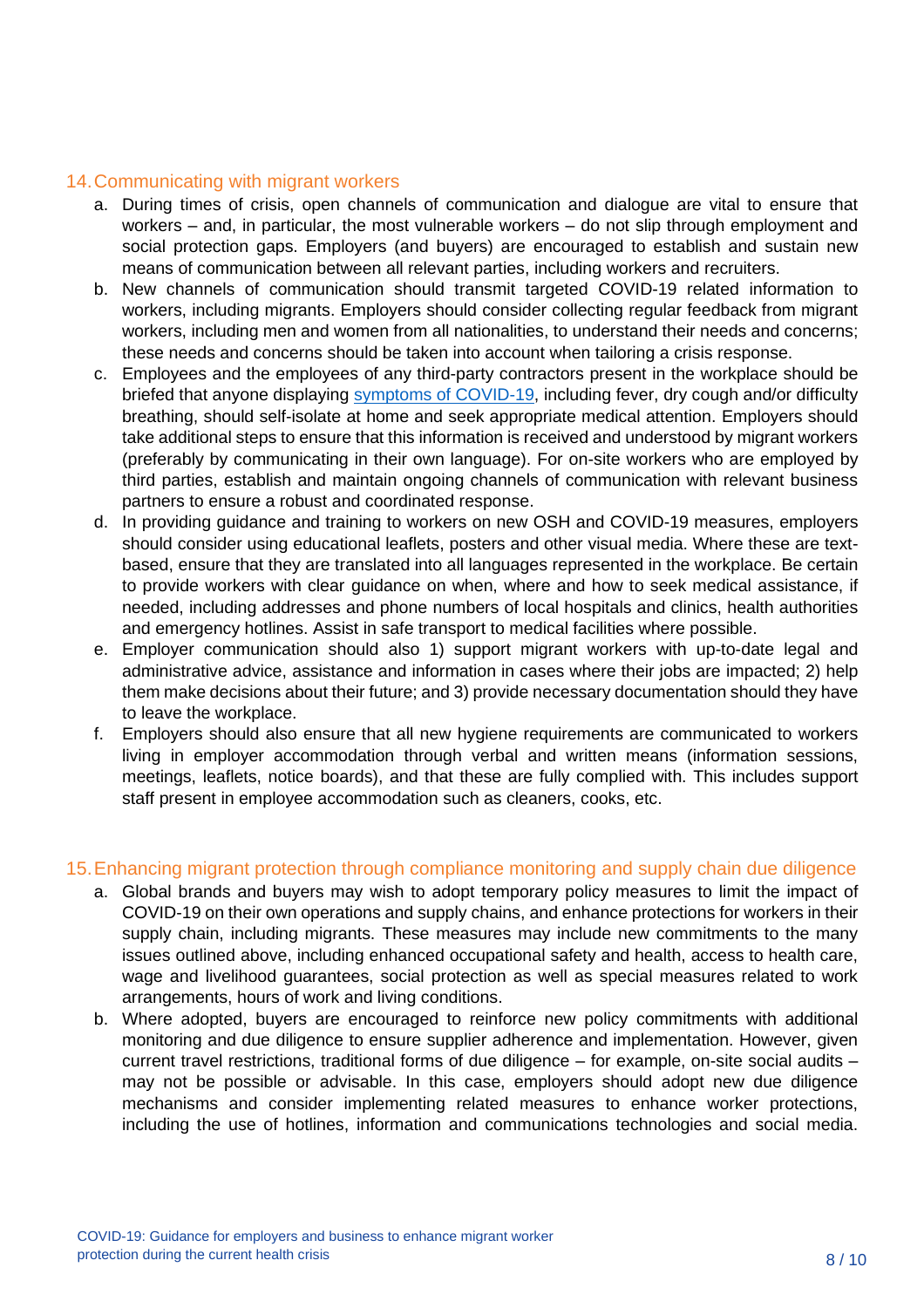## 14. Communicating with migrant workers

a. During times of crisis, open channels of communication and dialogue are vital to ensure that workers – and, in particular, the most vulnerable workers – do not slip through employment and social protection gaps. Employers (and buyers) are encouraged to establish and sustain new means of communication between all relevant parties, including workers and recruiters.

b. New channels of communication should transmit targeted COVID-19 related information to workers, including migrants. Employers should consider collecting regular feedback from migrant workers, including men and women from all nationalities, to understand their needs and concerns; these needs and concerns should be taken into account when tailoring a crisis response.

c. Employees and the employees of any third-party contractors present in the workplace should be briefed that anyone displaying symptoms of COVID-19, including fever, dry cough and/or difficulty breathing, should self-isolate at home and seek appropriate medical attention. Employers should take additional steps to ensure that this information is received and understood by migrant workers (preferably by communicating in their own language). For on-site workers who are employed by third parties, establish and maintain ongoing channels of communication with relevant business partners to ensure a robust and coordinated response.

d. In providing guidance and training to workers on new OSH and COVID-19 measures, employers should consider using educational leaflets, posters and other visual media. Where these are text-based, ensure that they are translated into all languages represented in the workplace. Be certain to provide workers with clear guidance on when, where and how to seek medical assistance, if needed, including addresses and phone numbers of local hospitals and clinics, health authorities and emergency hotlines. Assist in safe transport to medical facilities where possible.

e. Employer communication should also 1) support migrant workers with up-to-date legal and administrative advice, assistance and information in cases where their jobs are impacted; 2) help them make decisions about their future; and 3) provide necessary documentation should they have to leave the workplace.

f. Employers should also ensure that all new hygiene requirements are communicated to workers living in employer accommodation through verbal and written means (information sessions, meetings, leaflets, notice boards), and that these are fully complied with. This includes support staff present in employee accommodation such as cleaners, cooks, etc.

## 15. Enhancing migrant protection through compliance monitoring and supply chain due diligence

a. Global brands and buyers may wish to adopt temporary policy measures to limit the impact of COVID-19 on their own operations and supply chains, and enhance protections for workers in their supply chain, including migrants. These measures may include new commitments to the many issues outlined above, including enhanced occupational safety and health, access to health care, wage and livelihood guarantees, social protection as well as special measures related to work arrangements, hours of work and living conditions.

b. Where adopted, buyers are encouraged to reinforce new policy commitments with additional monitoring and due diligence to ensure supplier adherence and implementation. However, given current travel restrictions, traditional forms of due diligence – for example, on-site social audits – may not be possible or advisable. In this case, employers should adopt new due diligence mechanisms and consider implementing related measures to enhance worker protections, including the use of hotlines, information and communications technologies and social media.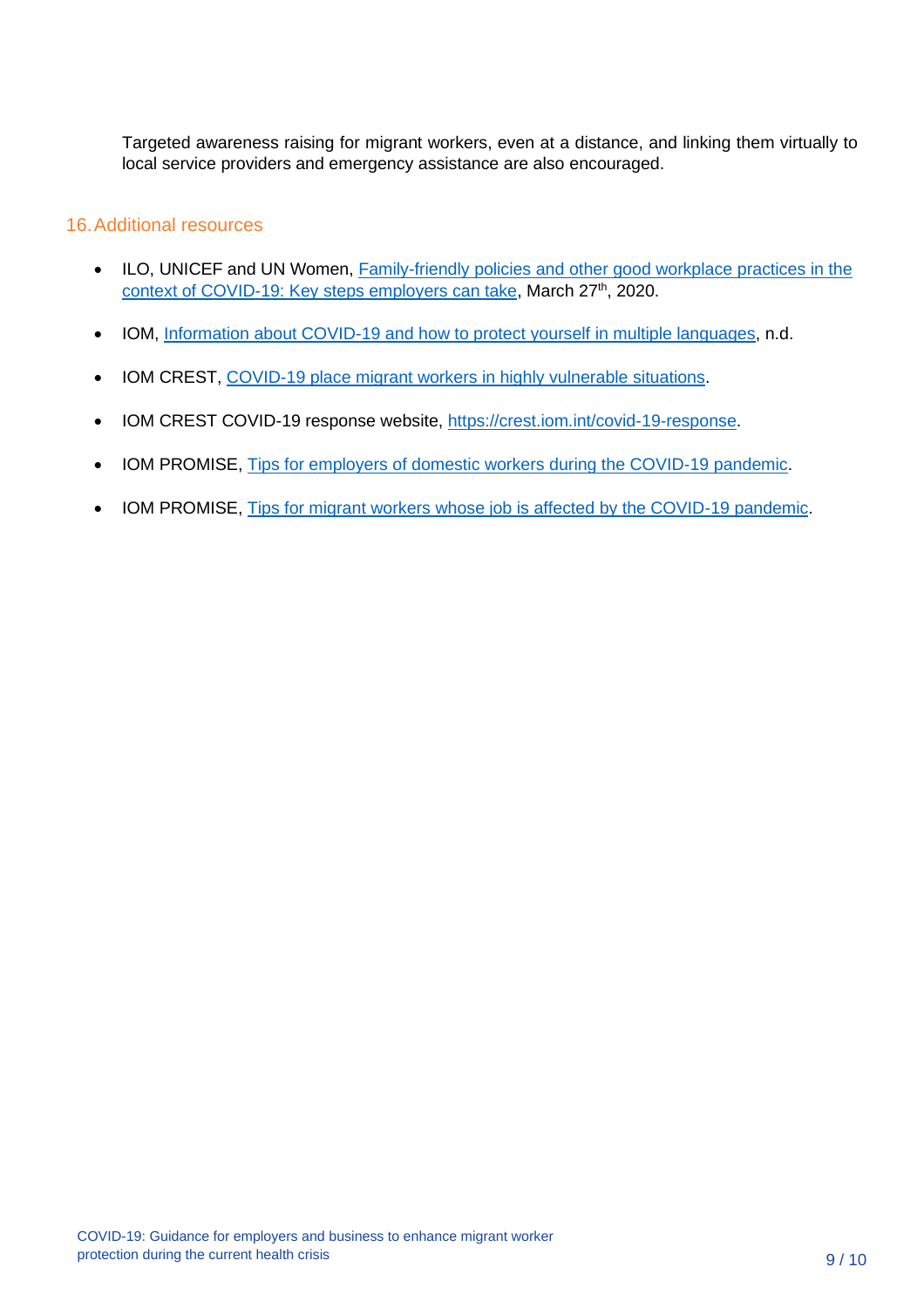Targeted awareness raising for migrant workers, even at a distance, and linking them virtually to local service providers and emergency assistance are also encouraged.

## 16. Additional resources

- ILO, UNICEF and UN Women, Family-friendly policies and other good workplace practices in the context of COVID-19: Key steps employers can take, March 27th, 2020.
- IOM, Information about COVID-19 and how to protect yourself in multiple languages, n.d.
- IOM CREST, COVID-19 place migrant workers in highly vulnerable situations.
- IOM CREST COVID-19 response website, https://crest.iom.int/covid-19-response.
- IOM PROMISE, Tips for employers of domestic workers during the COVID-19 pandemic.
- IOM PROMISE, Tips for migrant workers whose job is affected by the COVID-19 pandemic.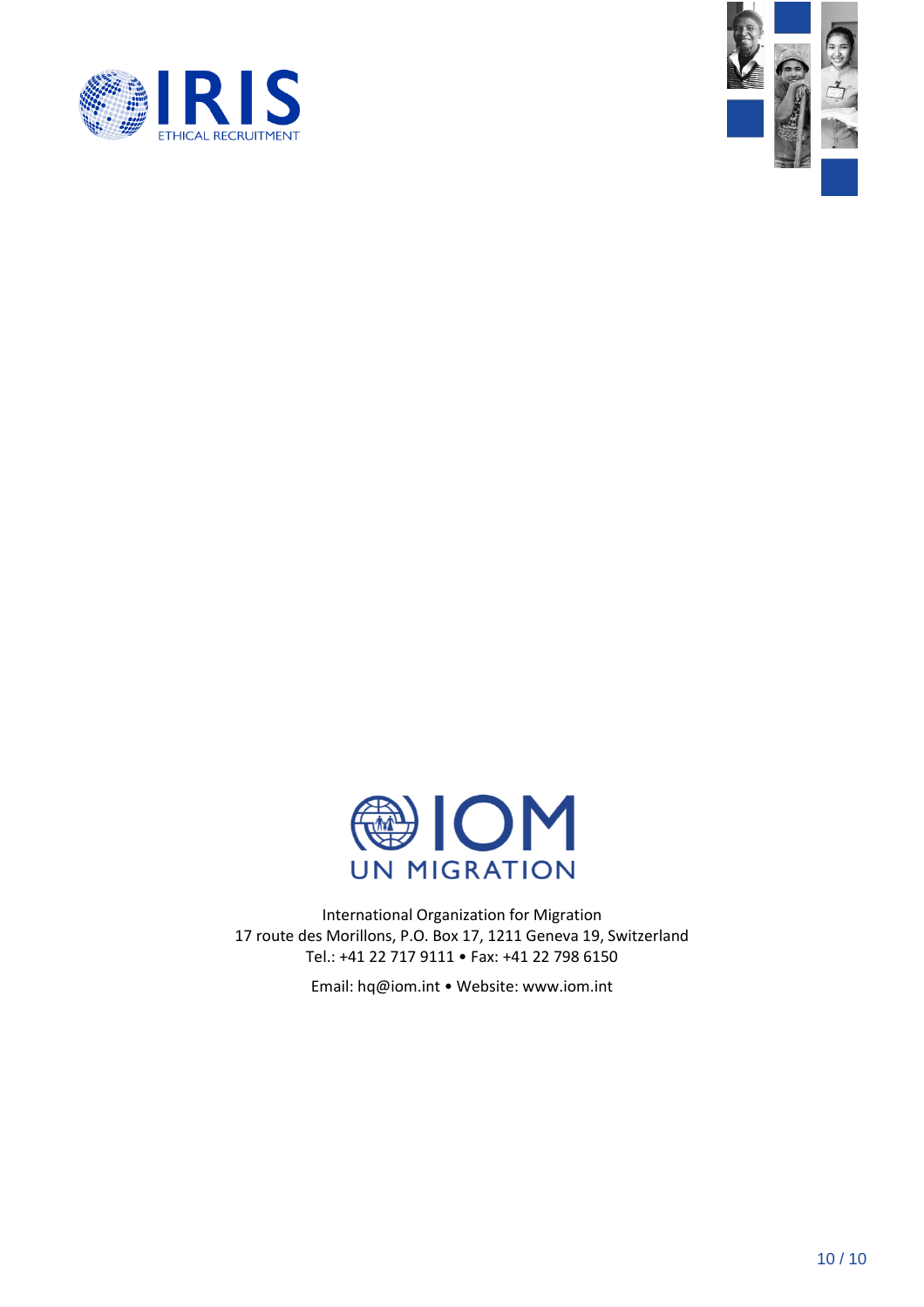IRIS
ETHICAL RECRUITMENT

IOM
UN MIGRATION

International Organization for Migration
17 route des Morillons, P.O. Box 17, 1211 Geneva 19, Switzerland
Tel.: +41 22 717 9111 • Fax: +41 22 798 6150

Email: hq@iom.int • Website: www.iom.int